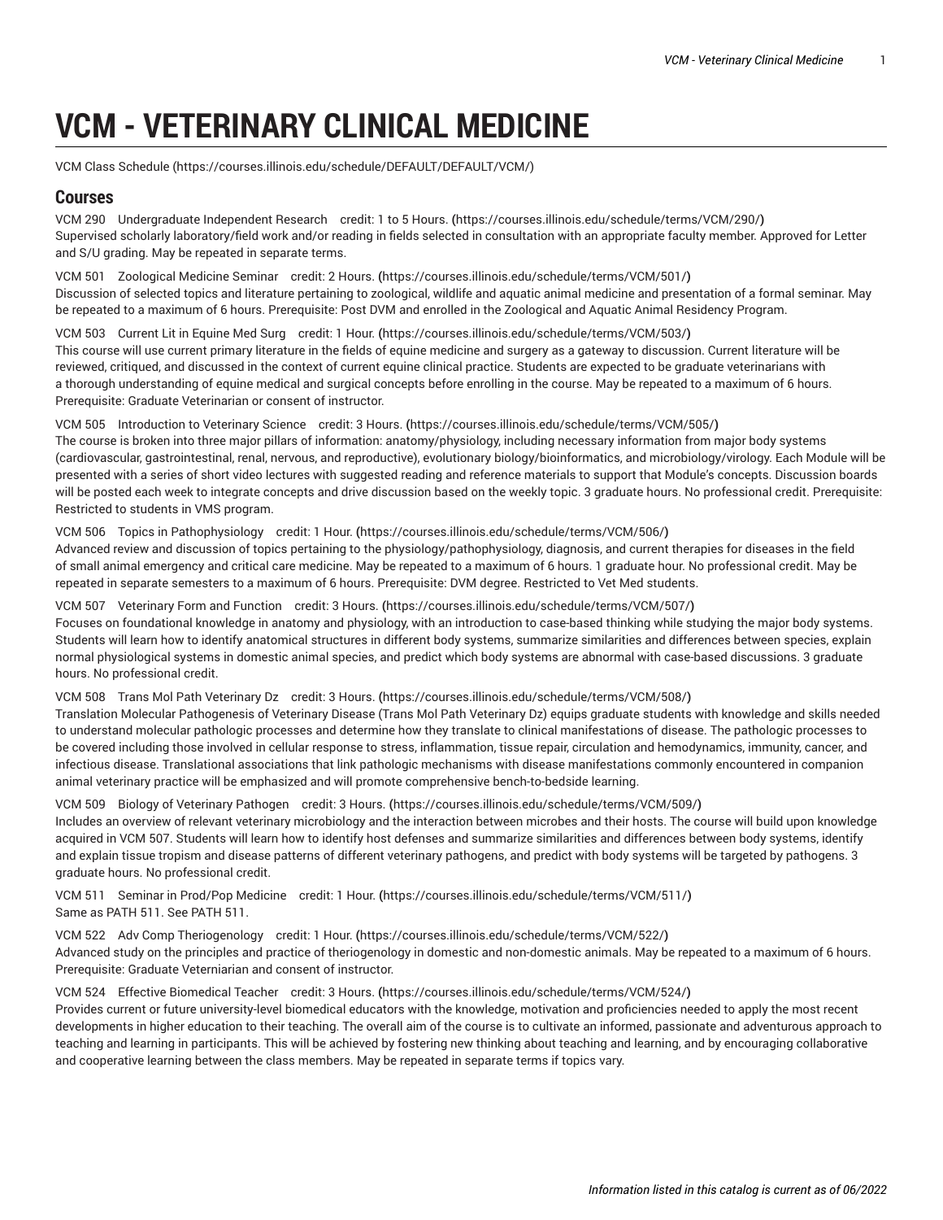# VCM - VETERINARY CLINICAL MEDICINE

VCM Class Schedule (https://courses.illinois.edu/schedule/DEFAULT/DEFAULT/VCM/)

## Courses

VCM 290 Undergraduate Independent Research credit: 1 to 5 Hours. **(**https://courses.illinois.edu/schedule/terms/VCM/290/**)**
Supervised scholarly laboratory/field work and/or reading in fields selected in consultation with an appropriate faculty member. Approved for Letter and S/U grading. May be repeated in separate terms.

VCM 501 Zoological Medicine Seminar credit: 2 Hours. **(**https://courses.illinois.edu/schedule/terms/VCM/501/**)**
Discussion of selected topics and literature pertaining to zoological, wildlife and aquatic animal medicine and presentation of a formal seminar. May be repeated to a maximum of 6 hours. Prerequisite: Post DVM and enrolled in the Zoological and Aquatic Animal Residency Program.

VCM 503 Current Lit in Equine Med Surg credit: 1 Hour. **(**https://courses.illinois.edu/schedule/terms/VCM/503/**)**
This course will use current primary literature in the fields of equine medicine and surgery as a gateway to discussion. Current literature will be reviewed, critiqued, and discussed in the context of current equine clinical practice. Students are expected to be graduate veterinarians with a thorough understanding of equine medical and surgical concepts before enrolling in the course. May be repeated to a maximum of 6 hours. Prerequisite: Graduate Veterinarian or consent of instructor.

VCM 505 Introduction to Veterinary Science credit: 3 Hours. **(**https://courses.illinois.edu/schedule/terms/VCM/505/**)**
The course is broken into three major pillars of information: anatomy/physiology, including necessary information from major body systems (cardiovascular, gastrointestinal, renal, nervous, and reproductive), evolutionary biology/bioinformatics, and microbiology/virology. Each Module will be presented with a series of short video lectures with suggested reading and reference materials to support that Module's concepts. Discussion boards will be posted each week to integrate concepts and drive discussion based on the weekly topic. 3 graduate hours. No professional credit. Prerequisite: Restricted to students in VMS program.

VCM 506 Topics in Pathophysiology credit: 1 Hour. **(**https://courses.illinois.edu/schedule/terms/VCM/506/**)**
Advanced review and discussion of topics pertaining to the physiology/pathophysiology, diagnosis, and current therapies for diseases in the field of small animal emergency and critical care medicine. May be repeated to a maximum of 6 hours. 1 graduate hour. No professional credit. May be repeated in separate semesters to a maximum of 6 hours. Prerequisite: DVM degree. Restricted to Vet Med students.

VCM 507 Veterinary Form and Function credit: 3 Hours. **(**https://courses.illinois.edu/schedule/terms/VCM/507/**)**
Focuses on foundational knowledge in anatomy and physiology, with an introduction to case-based thinking while studying the major body systems. Students will learn how to identify anatomical structures in different body systems, summarize similarities and differences between species, explain normal physiological systems in domestic animal species, and predict which body systems are abnormal with case-based discussions. 3 graduate hours. No professional credit.

VCM 508 Trans Mol Path Veterinary Dz credit: 3 Hours. **(**https://courses.illinois.edu/schedule/terms/VCM/508/**)**
Translation Molecular Pathogenesis of Veterinary Disease (Trans Mol Path Veterinary Dz) equips graduate students with knowledge and skills needed to understand molecular pathologic processes and determine how they translate to clinical manifestations of disease. The pathologic processes to be covered including those involved in cellular response to stress, inflammation, tissue repair, circulation and hemodynamics, immunity, cancer, and infectious disease. Translational associations that link pathologic mechanisms with disease manifestations commonly encountered in companion animal veterinary practice will be emphasized and will promote comprehensive bench-to-bedside learning.

VCM 509 Biology of Veterinary Pathogen credit: 3 Hours. **(**https://courses.illinois.edu/schedule/terms/VCM/509/**)**
Includes an overview of relevant veterinary microbiology and the interaction between microbes and their hosts. The course will build upon knowledge acquired in VCM 507. Students will learn how to identify host defenses and summarize similarities and differences between body systems, identify and explain tissue tropism and disease patterns of different veterinary pathogens, and predict with body systems will be targeted by pathogens. 3 graduate hours. No professional credit.

VCM 511 Seminar in Prod/Pop Medicine credit: 1 Hour. **(**https://courses.illinois.edu/schedule/terms/VCM/511/**)**
Same as PATH 511. See PATH 511.

VCM 522 Adv Comp Theriogenology credit: 1 Hour. **(**https://courses.illinois.edu/schedule/terms/VCM/522/**)**
Advanced study on the principles and practice of theriogenology in domestic and non-domestic animals. May be repeated to a maximum of 6 hours. Prerequisite: Graduate Veterniarian and consent of instructor.

VCM 524 Effective Biomedical Teacher credit: 3 Hours. **(**https://courses.illinois.edu/schedule/terms/VCM/524/**)**
Provides current or future university-level biomedical educators with the knowledge, motivation and proficiencies needed to apply the most recent developments in higher education to their teaching. The overall aim of the course is to cultivate an informed, passionate and adventurous approach to teaching and learning in participants. This will be achieved by fostering new thinking about teaching and learning, and by encouraging collaborative and cooperative learning between the class members. May be repeated in separate terms if topics vary.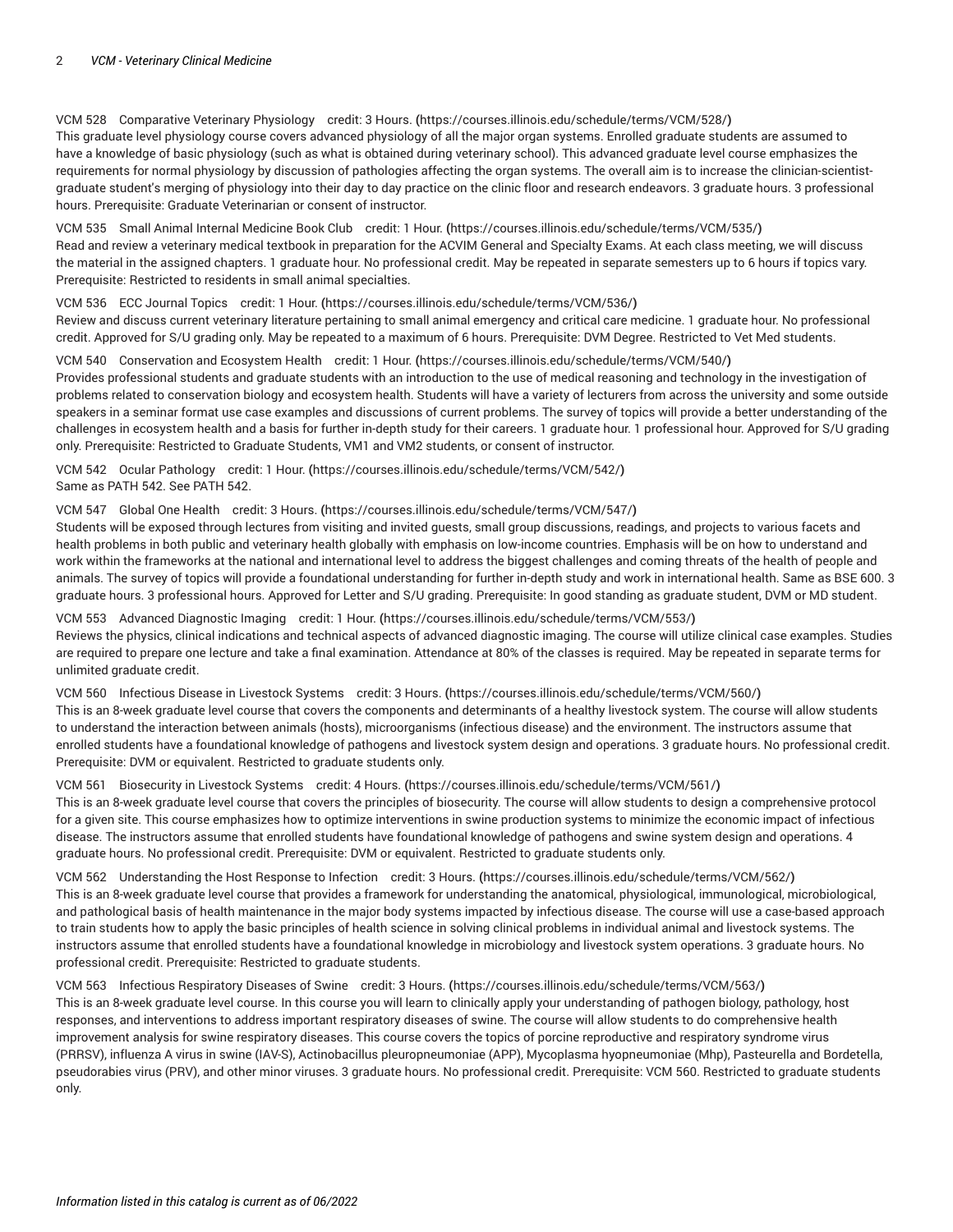VCM 528 Comparative Veterinary Physiology credit: 3 Hours. (https://courses.illinois.edu/schedule/terms/VCM/528/)
This graduate level physiology course covers advanced physiology of all the major organ systems. Enrolled graduate students are assumed to have a knowledge of basic physiology (such as what is obtained during veterinary school). This advanced graduate level course emphasizes the requirements for normal physiology by discussion of pathologies affecting the organ systems. The overall aim is to increase the clinician-scientist-graduate student's merging of physiology into their day to day practice on the clinic floor and research endeavors. 3 graduate hours. 3 professional hours. Prerequisite: Graduate Veterinarian or consent of instructor.

VCM 535 Small Animal Internal Medicine Book Club credit: 1 Hour. (https://courses.illinois.edu/schedule/terms/VCM/535/)
Read and review a veterinary medical textbook in preparation for the ACVIM General and Specialty Exams. At each class meeting, we will discuss the material in the assigned chapters. 1 graduate hour. No professional credit. May be repeated in separate semesters up to 6 hours if topics vary. Prerequisite: Restricted to residents in small animal specialties.

VCM 536 ECC Journal Topics credit: 1 Hour. (https://courses.illinois.edu/schedule/terms/VCM/536/)
Review and discuss current veterinary literature pertaining to small animal emergency and critical care medicine. 1 graduate hour. No professional credit. Approved for S/U grading only. May be repeated to a maximum of 6 hours. Prerequisite: DVM Degree. Restricted to Vet Med students.

VCM 540 Conservation and Ecosystem Health credit: 1 Hour. (https://courses.illinois.edu/schedule/terms/VCM/540/)
Provides professional students and graduate students with an introduction to the use of medical reasoning and technology in the investigation of problems related to conservation biology and ecosystem health. Students will have a variety of lecturers from across the university and some outside speakers in a seminar format use case examples and discussions of current problems. The survey of topics will provide a better understanding of the challenges in ecosystem health and a basis for further in-depth study for their careers. 1 graduate hour. 1 professional hour. Approved for S/U grading only. Prerequisite: Restricted to Graduate Students, VM1 and VM2 students, or consent of instructor.

VCM 542 Ocular Pathology credit: 1 Hour. (https://courses.illinois.edu/schedule/terms/VCM/542/)
Same as PATH 542. See PATH 542.

VCM 547 Global One Health credit: 3 Hours. (https://courses.illinois.edu/schedule/terms/VCM/547/)
Students will be exposed through lectures from visiting and invited guests, small group discussions, readings, and projects to various facets and health problems in both public and veterinary health globally with emphasis on low-income countries. Emphasis will be on how to understand and work within the frameworks at the national and international level to address the biggest challenges and coming threats of the health of people and animals. The survey of topics will provide a foundational understanding for further in-depth study and work in international health. Same as BSE 600. 3 graduate hours. 3 professional hours. Approved for Letter and S/U grading. Prerequisite: In good standing as graduate student, DVM or MD student.

VCM 553 Advanced Diagnostic Imaging credit: 1 Hour. (https://courses.illinois.edu/schedule/terms/VCM/553/)
Reviews the physics, clinical indications and technical aspects of advanced diagnostic imaging. The course will utilize clinical case examples. Studies are required to prepare one lecture and take a final examination. Attendance at 80% of the classes is required. May be repeated in separate terms for unlimited graduate credit.

VCM 560 Infectious Disease in Livestock Systems credit: 3 Hours. (https://courses.illinois.edu/schedule/terms/VCM/560/)
This is an 8-week graduate level course that covers the components and determinants of a healthy livestock system. The course will allow students to understand the interaction between animals (hosts), microorganisms (infectious disease) and the environment. The instructors assume that enrolled students have a foundational knowledge of pathogens and livestock system design and operations. 3 graduate hours. No professional credit. Prerequisite: DVM or equivalent. Restricted to graduate students only.

VCM 561 Biosecurity in Livestock Systems credit: 4 Hours. (https://courses.illinois.edu/schedule/terms/VCM/561/)
This is an 8-week graduate level course that covers the principles of biosecurity. The course will allow students to design a comprehensive protocol for a given site. This course emphasizes how to optimize interventions in swine production systems to minimize the economic impact of infectious disease. The instructors assume that enrolled students have foundational knowledge of pathogens and swine system design and operations. 4 graduate hours. No professional credit. Prerequisite: DVM or equivalent. Restricted to graduate students only.

VCM 562 Understanding the Host Response to Infection credit: 3 Hours. (https://courses.illinois.edu/schedule/terms/VCM/562/)
This is an 8-week graduate level course that provides a framework for understanding the anatomical, physiological, immunological, microbiological, and pathological basis of health maintenance in the major body systems impacted by infectious disease. The course will use a case-based approach to train students how to apply the basic principles of health science in solving clinical problems in individual animal and livestock systems. The instructors assume that enrolled students have a foundational knowledge in microbiology and livestock system operations. 3 graduate hours. No professional credit. Prerequisite: Restricted to graduate students.

VCM 563 Infectious Respiratory Diseases of Swine credit: 3 Hours. (https://courses.illinois.edu/schedule/terms/VCM/563/)
This is an 8-week graduate level course. In this course you will learn to clinically apply your understanding of pathogen biology, pathology, host responses, and interventions to address important respiratory diseases of swine. The course will allow students to do comprehensive health improvement analysis for swine respiratory diseases. This course covers the topics of porcine reproductive and respiratory syndrome virus (PRRSV), influenza A virus in swine (IAV-S), Actinobacillus pleuropneumoniae (APP), Mycoplasma hyopneumoniae (Mhp), Pasteurella and Bordetella, pseudorabies virus (PRV), and other minor viruses. 3 graduate hours. No professional credit. Prerequisite: VCM 560. Restricted to graduate students only.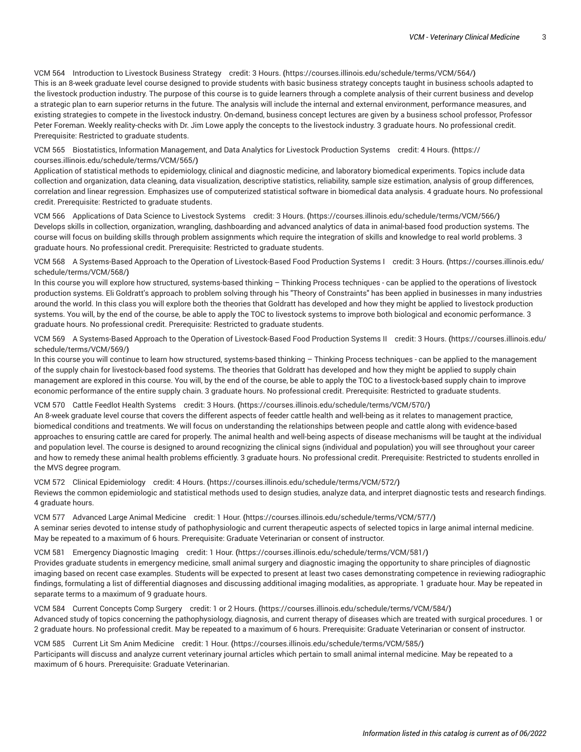VCM 564    Introduction to Livestock Business Strategy    credit: 3 Hours. (https://courses.illinois.edu/schedule/terms/VCM/564/)
This is an 8-week graduate level course designed to provide students with basic business strategy concepts taught in business schools adapted to the livestock production industry. The purpose of this course is to guide learners through a complete analysis of their current business and develop a strategic plan to earn superior returns in the future. The analysis will include the internal and external environment, performance measures, and existing strategies to compete in the livestock industry. On-demand, business concept lectures are given by a business school professor, Professor Peter Foreman. Weekly reality-checks with Dr. Jim Lowe apply the concepts to the livestock industry. 3 graduate hours. No professional credit. Prerequisite: Restricted to graduate students.

VCM 565    Biostatistics, Information Management, and Data Analytics for Livestock Production Systems    credit: 4 Hours. (https://courses.illinois.edu/schedule/terms/VCM/565/)
Application of statistical methods to epidemiology, clinical and diagnostic medicine, and laboratory biomedical experiments. Topics include data collection and organization, data cleaning, data visualization, descriptive statistics, reliability, sample size estimation, analysis of group differences, correlation and linear regression. Emphasizes use of computerized statistical software in biomedical data analysis. 4 graduate hours. No professional credit. Prerequisite: Restricted to graduate students.

VCM 566    Applications of Data Science to Livestock Systems    credit: 3 Hours. (https://courses.illinois.edu/schedule/terms/VCM/566/)
Develops skills in collection, organization, wrangling, dashboarding and advanced analytics of data in animal-based food production systems. The course will focus on building skills through problem assignments which require the integration of skills and knowledge to real world problems. 3 graduate hours. No professional credit. Prerequisite: Restricted to graduate students.

VCM 568    A Systems-Based Approach to the Operation of Livestock-Based Food Production Systems I    credit: 3 Hours. (https://courses.illinois.edu/schedule/terms/VCM/568/)
In this course you will explore how structured, systems-based thinking – Thinking Process techniques - can be applied to the operations of livestock production systems. Eli Goldratt's approach to problem solving through his "Theory of Constraints" has been applied in businesses in many industries around the world. In this class you will explore both the theories that Goldratt has developed and how they might be applied to livestock production systems. You will, by the end of the course, be able to apply the TOC to livestock systems to improve both biological and economic performance. 3 graduate hours. No professional credit. Prerequisite: Restricted to graduate students.

VCM 569    A Systems-Based Approach to the Operation of Livestock-Based Food Production Systems II    credit: 3 Hours. (https://courses.illinois.edu/schedule/terms/VCM/569/)
In this course you will continue to learn how structured, systems-based thinking – Thinking Process techniques - can be applied to the management of the supply chain for livestock-based food systems. The theories that Goldratt has developed and how they might be applied to supply chain management are explored in this course. You will, by the end of the course, be able to apply the TOC to a livestock-based supply chain to improve economic performance of the entire supply chain. 3 graduate hours. No professional credit. Prerequisite: Restricted to graduate students.

VCM 570    Cattle Feedlot Health Systems    credit: 3 Hours. (https://courses.illinois.edu/schedule/terms/VCM/570/)
An 8-week graduate level course that covers the different aspects of feeder cattle health and well-being as it relates to management practice, biomedical conditions and treatments. We will focus on understanding the relationships between people and cattle along with evidence-based approaches to ensuring cattle are cared for properly. The animal health and well-being aspects of disease mechanisms will be taught at the individual and population level. The course is designed to around recognizing the clinical signs (individual and population) you will see throughout your career and how to remedy these animal health problems efficiently. 3 graduate hours. No professional credit. Prerequisite: Restricted to students enrolled in the MVS degree program.

VCM 572    Clinical Epidemiology    credit: 4 Hours. (https://courses.illinois.edu/schedule/terms/VCM/572/)
Reviews the common epidemiologic and statistical methods used to design studies, analyze data, and interpret diagnostic tests and research findings. 4 graduate hours.

VCM 577    Advanced Large Animal Medicine    credit: 1 Hour. (https://courses.illinois.edu/schedule/terms/VCM/577/)
A seminar series devoted to intense study of pathophysiologic and current therapeutic aspects of selected topics in large animal internal medicine. May be repeated to a maximum of 6 hours. Prerequisite: Graduate Veterinarian or consent of instructor.

VCM 581    Emergency Diagnostic Imaging    credit: 1 Hour. (https://courses.illinois.edu/schedule/terms/VCM/581/)
Provides graduate students in emergency medicine, small animal surgery and diagnostic imaging the opportunity to share principles of diagnostic imaging based on recent case examples. Students will be expected to present at least two cases demonstrating competence in reviewing radiographic findings, formulating a list of differential diagnoses and discussing additional imaging modalities, as appropriate. 1 graduate hour. May be repeated in separate terms to a maximum of 9 graduate hours.

VCM 584    Current Concepts Comp Surgery    credit: 1 or 2 Hours. (https://courses.illinois.edu/schedule/terms/VCM/584/)
Advanced study of topics concerning the pathophysiology, diagnosis, and current therapy of diseases which are treated with surgical procedures. 1 or 2 graduate hours. No professional credit. May be repeated to a maximum of 6 hours. Prerequisite: Graduate Veterinarian or consent of instructor.

VCM 585    Current Lit Sm Anim Medicine    credit: 1 Hour. (https://courses.illinois.edu/schedule/terms/VCM/585/)
Participants will discuss and analyze current veterinary journal articles which pertain to small animal internal medicine. May be repeated to a maximum of 6 hours. Prerequisite: Graduate Veterinarian.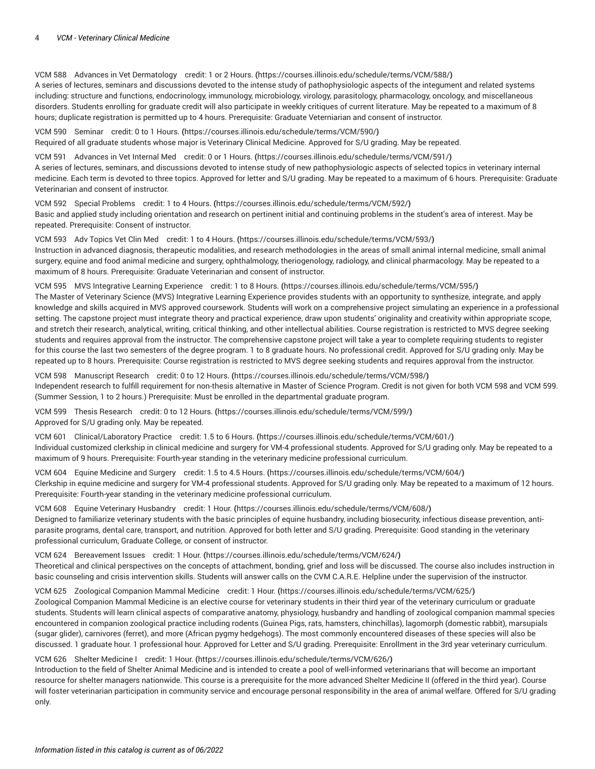VCM 588 Advances in Vet Dermatology credit: 1 or 2 Hours. (https://courses.illinois.edu/schedule/terms/VCM/588/)
A series of lectures, seminars and discussions devoted to the intense study of pathophysiologic aspects of the integument and related systems including: structure and functions, endocrinology, immunology, microbiology, virology, parasitology, pharmacology, oncology, and miscellaneous disorders. Students enrolling for graduate credit will also participate in weekly critiques of current literature. May be repeated to a maximum of 8 hours; duplicate registration is permitted up to 4 hours. Prerequisite: Graduate Veterniarian and consent of instructor.

VCM 590 Seminar credit: 0 to 1 Hours. (https://courses.illinois.edu/schedule/terms/VCM/590/)
Required of all graduate students whose major is Veterinary Clinical Medicine. Approved for S/U grading. May be repeated.

VCM 591 Advances in Vet Internal Med credit: 0 or 1 Hours. (https://courses.illinois.edu/schedule/terms/VCM/591/)
A series of lectures, seminars, and discussions devoted to intense study of new pathophysiologic aspects of selected topics in veterinary internal medicine. Each term is devoted to three topics. Approved for letter and S/U grading. May be repeated to a maximum of 6 hours. Prerequisite: Graduate Veterinarian and consent of instructor.

VCM 592 Special Problems credit: 1 to 4 Hours. (https://courses.illinois.edu/schedule/terms/VCM/592/)
Basic and applied study including orientation and research on pertinent initial and continuing problems in the student's area of interest. May be repeated. Prerequisite: Consent of instructor.

VCM 593 Adv Topics Vet Clin Med credit: 1 to 4 Hours. (https://courses.illinois.edu/schedule/terms/VCM/593/)
Instruction in advanced diagnosis, therapeutic modalities, and research methodologies in the areas of small animal internal medicine, small animal surgery, equine and food animal medicine and surgery, ophthalmology, theriogenology, radiology, and clinical pharmacology. May be repeated to a maximum of 8 hours. Prerequisite: Graduate Veterinarian and consent of instructor.

VCM 595 MVS Integrative Learning Experience credit: 1 to 8 Hours. (https://courses.illinois.edu/schedule/terms/VCM/595/)
The Master of Veterinary Science (MVS) Integrative Learning Experience provides students with an opportunity to synthesize, integrate, and apply knowledge and skills acquired in MVS approved coursework. Students will work on a comprehensive project simulating an experience in a professional setting. The capstone project must integrate theory and practical experience, draw upon students' originality and creativity within appropriate scope, and stretch their research, analytical, writing, critical thinking, and other intellectual abilities. Course registration is restricted to MVS degree seeking students and requires approval from the instructor. The comprehensive capstone project will take a year to complete requiring students to register for this course the last two semesters of the degree program. 1 to 8 graduate hours. No professional credit. Approved for S/U grading only. May be repeated up to 8 hours. Prerequisite: Course registration is restricted to MVS degree seeking students and requires approval from the instructor.

VCM 598 Manuscript Research credit: 0 to 12 Hours. (https://courses.illinois.edu/schedule/terms/VCM/598/)
Independent research to fulfill requirement for non-thesis alternative in Master of Science Program. Credit is not given for both VCM 598 and VCM 599. (Summer Session, 1 to 2 hours.) Prerequisite: Must be enrolled in the departmental graduate program.

VCM 599 Thesis Research credit: 0 to 12 Hours. (https://courses.illinois.edu/schedule/terms/VCM/599/)
Approved for S/U grading only. May be repeated.

VCM 601 Clinical/Laboratory Practice credit: 1.5 to 6 Hours. (https://courses.illinois.edu/schedule/terms/VCM/601/)
Individual customized clerkship in clinical medicine and surgery for VM-4 professional students. Approved for S/U grading only. May be repeated to a maximum of 9 hours. Prerequisite: Fourth-year standing in the veterinary medicine professional curriculum.

VCM 604 Equine Medicine and Surgery credit: 1.5 to 4.5 Hours. (https://courses.illinois.edu/schedule/terms/VCM/604/)
Clerkship in equine medicine and surgery for VM-4 professional students. Approved for S/U grading only. May be repeated to a maximum of 12 hours. Prerequisite: Fourth-year standing in the veterinary medicine professional curriculum.

VCM 608 Equine Veterinary Husbandry credit: 1 Hour. (https://courses.illinois.edu/schedule/terms/VCM/608/)
Designed to familiarize veterinary students with the basic principles of equine husbandry, including biosecurity, infectious disease prevention, anti-parasite programs, dental care, transport, and nutrition. Approved for both letter and S/U grading. Prerequisite: Good standing in the veterinary professional curriculum, Graduate College, or consent of instructor.

VCM 624 Bereavement Issues credit: 1 Hour. (https://courses.illinois.edu/schedule/terms/VCM/624/)
Theoretical and clinical perspectives on the concepts of attachment, bonding, grief and loss will be discussed. The course also includes instruction in basic counseling and crisis intervention skills. Students will answer calls on the CVM C.A.R.E. Helpline under the supervision of the instructor.

VCM 625 Zoological Companion Mammal Medicine credit: 1 Hour. (https://courses.illinois.edu/schedule/terms/VCM/625/)
Zoological Companion Mammal Medicine is an elective course for veterinary students in their third year of the veterinary curriculum or graduate students. Students will learn clinical aspects of comparative anatomy, physiology, husbandry and handling of zoological companion mammal species encountered in companion zoological practice including rodents (Guinea Pigs, rats, hamsters, chinchillas), lagomorph (domestic rabbit), marsupials (sugar glider), carnivores (ferret), and more (African pygmy hedgehogs). The most commonly encountered diseases of these species will also be discussed. 1 graduate hour. 1 professional hour. Approved for Letter and S/U grading. Prerequisite: Enrollment in the 3rd year veterinary curriculum.

VCM 626 Shelter Medicine I credit: 1 Hour. (https://courses.illinois.edu/schedule/terms/VCM/626/)
Introduction to the field of Shelter Animal Medicine and is intended to create a pool of well-informed veterinarians that will become an important resource for shelter managers nationwide. This course is a prerequisite for the more advanced Shelter Medicine II (offered in the third year). Course will foster veterinarian participation in community service and encourage personal responsibility in the area of animal welfare. Offered for S/U grading only.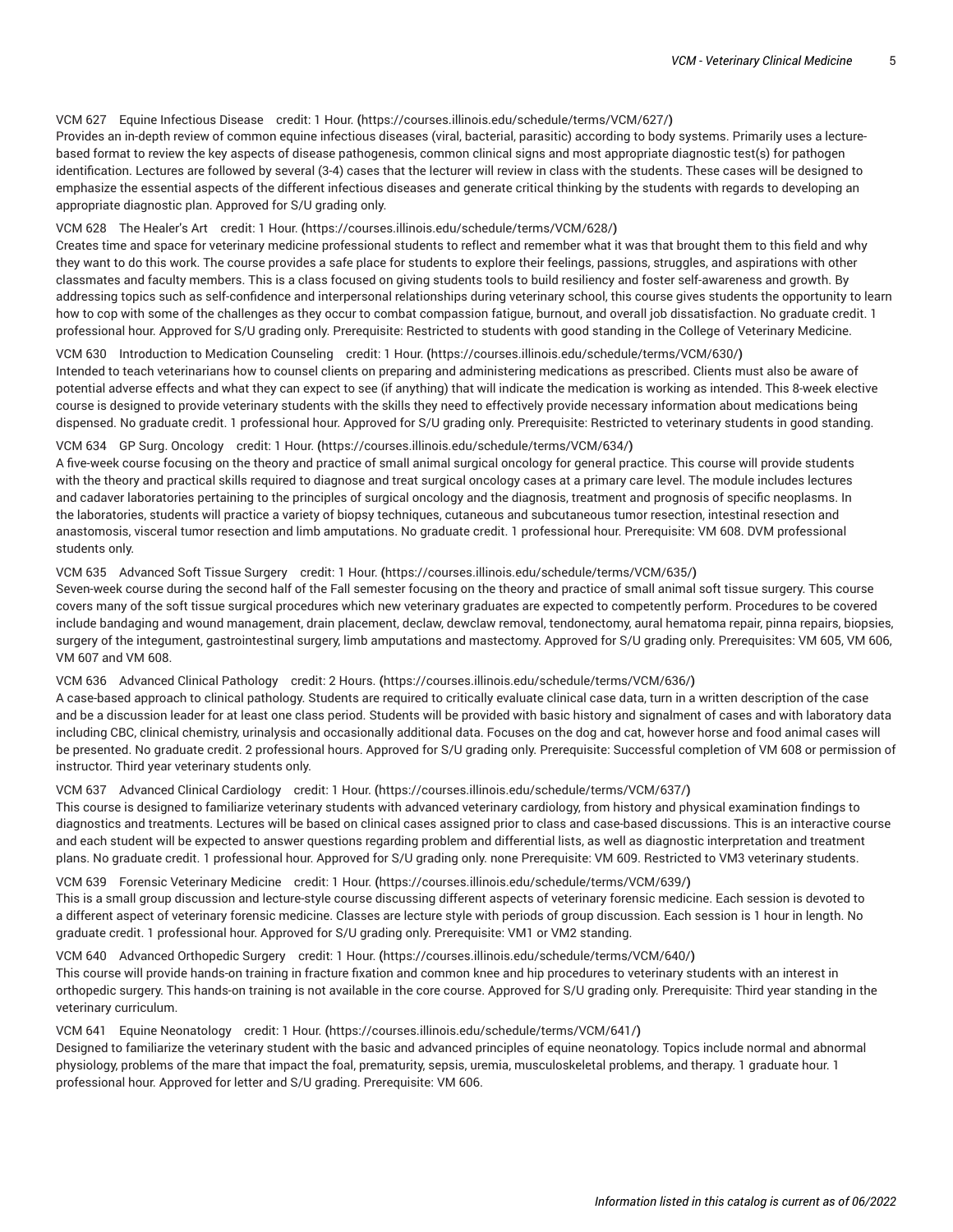VCM 627 Equine Infectious Disease credit: 1 Hour. (https://courses.illinois.edu/schedule/terms/VCM/627/)
Provides an in-depth review of common equine infectious diseases (viral, bacterial, parasitic) according to body systems. Primarily uses a lecture-based format to review the key aspects of disease pathogenesis, common clinical signs and most appropriate diagnostic test(s) for pathogen identification. Lectures are followed by several (3-4) cases that the lecturer will review in class with the students. These cases will be designed to emphasize the essential aspects of the different infectious diseases and generate critical thinking by the students with regards to developing an appropriate diagnostic plan. Approved for S/U grading only.

VCM 628 The Healer's Art credit: 1 Hour. (https://courses.illinois.edu/schedule/terms/VCM/628/)
Creates time and space for veterinary medicine professional students to reflect and remember what it was that brought them to this field and why they want to do this work. The course provides a safe place for students to explore their feelings, passions, struggles, and aspirations with other classmates and faculty members. This is a class focused on giving students tools to build resiliency and foster self-awareness and growth. By addressing topics such as self-confidence and interpersonal relationships during veterinary school, this course gives students the opportunity to learn how to cop with some of the challenges as they occur to combat compassion fatigue, burnout, and overall job dissatisfaction. No graduate credit. 1 professional hour. Approved for S/U grading only. Prerequisite: Restricted to students with good standing in the College of Veterinary Medicine.

VCM 630 Introduction to Medication Counseling credit: 1 Hour. (https://courses.illinois.edu/schedule/terms/VCM/630/)
Intended to teach veterinarians how to counsel clients on preparing and administering medications as prescribed. Clients must also be aware of potential adverse effects and what they can expect to see (if anything) that will indicate the medication is working as intended. This 8-week elective course is designed to provide veterinary students with the skills they need to effectively provide necessary information about medications being dispensed. No graduate credit. 1 professional hour. Approved for S/U grading only. Prerequisite: Restricted to veterinary students in good standing.

VCM 634 GP Surg. Oncology credit: 1 Hour. (https://courses.illinois.edu/schedule/terms/VCM/634/)
A five-week course focusing on the theory and practice of small animal surgical oncology for general practice. This course will provide students with the theory and practical skills required to diagnose and treat surgical oncology cases at a primary care level. The module includes lectures and cadaver laboratories pertaining to the principles of surgical oncology and the diagnosis, treatment and prognosis of specific neoplasms. In the laboratories, students will practice a variety of biopsy techniques, cutaneous and subcutaneous tumor resection, intestinal resection and anastomosis, visceral tumor resection and limb amputations. No graduate credit. 1 professional hour. Prerequisite: VM 608. DVM professional students only.

VCM 635 Advanced Soft Tissue Surgery credit: 1 Hour. (https://courses.illinois.edu/schedule/terms/VCM/635/)
Seven-week course during the second half of the Fall semester focusing on the theory and practice of small animal soft tissue surgery. This course covers many of the soft tissue surgical procedures which new veterinary graduates are expected to competently perform. Procedures to be covered include bandaging and wound management, drain placement, declaw, dewclaw removal, tendonectomy, aural hematoma repair, pinna repairs, biopsies, surgery of the integument, gastrointestinal surgery, limb amputations and mastectomy. Approved for S/U grading only. Prerequisites: VM 605, VM 606, VM 607 and VM 608.

VCM 636 Advanced Clinical Pathology credit: 2 Hours. (https://courses.illinois.edu/schedule/terms/VCM/636/)
A case-based approach to clinical pathology. Students are required to critically evaluate clinical case data, turn in a written description of the case and be a discussion leader for at least one class period. Students will be provided with basic history and signalment of cases and with laboratory data including CBC, clinical chemistry, urinalysis and occasionally additional data. Focuses on the dog and cat, however horse and food animal cases will be presented. No graduate credit. 2 professional hours. Approved for S/U grading only. Prerequisite: Successful completion of VM 608 or permission of instructor. Third year veterinary students only.

VCM 637 Advanced Clinical Cardiology credit: 1 Hour. (https://courses.illinois.edu/schedule/terms/VCM/637/)
This course is designed to familiarize veterinary students with advanced veterinary cardiology, from history and physical examination findings to diagnostics and treatments. Lectures will be based on clinical cases assigned prior to class and case-based discussions. This is an interactive course and each student will be expected to answer questions regarding problem and differential lists, as well as diagnostic interpretation and treatment plans. No graduate credit. 1 professional hour. Approved for S/U grading only. none Prerequisite: VM 609. Restricted to VM3 veterinary students.

VCM 639 Forensic Veterinary Medicine credit: 1 Hour. (https://courses.illinois.edu/schedule/terms/VCM/639/)
This is a small group discussion and lecture-style course discussing different aspects of veterinary forensic medicine. Each session is devoted to a different aspect of veterinary forensic medicine. Classes are lecture style with periods of group discussion. Each session is 1 hour in length. No graduate credit. 1 professional hour. Approved for S/U grading only. Prerequisite: VM1 or VM2 standing.

VCM 640 Advanced Orthopedic Surgery credit: 1 Hour. (https://courses.illinois.edu/schedule/terms/VCM/640/)
This course will provide hands-on training in fracture fixation and common knee and hip procedures to veterinary students with an interest in orthopedic surgery. This hands-on training is not available in the core course. Approved for S/U grading only. Prerequisite: Third year standing in the veterinary curriculum.

VCM 641 Equine Neonatology credit: 1 Hour. (https://courses.illinois.edu/schedule/terms/VCM/641/)
Designed to familiarize the veterinary student with the basic and advanced principles of equine neonatology. Topics include normal and abnormal physiology, problems of the mare that impact the foal, prematurity, sepsis, uremia, musculoskeletal problems, and therapy. 1 graduate hour. 1 professional hour. Approved for letter and S/U grading. Prerequisite: VM 606.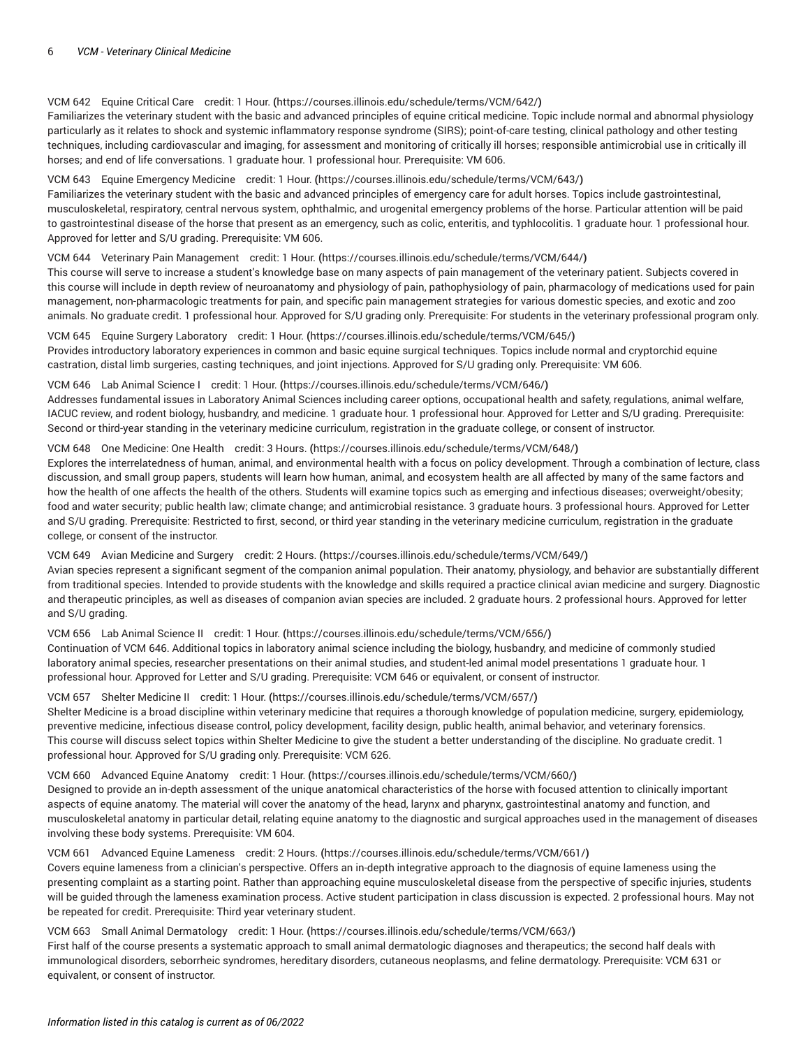**VCM 642 Equine Critical Care credit: 1 Hour. (https://courses.illinois.edu/schedule/terms/VCM/642/)**
Familiarizes the veterinary student with the basic and advanced principles of equine critical medicine. Topic include normal and abnormal physiology particularly as it relates to shock and systemic inflammatory response syndrome (SIRS); point-of-care testing, clinical pathology and other testing techniques, including cardiovascular and imaging, for assessment and monitoring of critically ill horses; responsible antimicrobial use in critically ill horses; and end of life conversations. 1 graduate hour. 1 professional hour. Prerequisite: VM 606.

**VCM 643 Equine Emergency Medicine credit: 1 Hour. (https://courses.illinois.edu/schedule/terms/VCM/643/)**
Familiarizes the veterinary student with the basic and advanced principles of emergency care for adult horses. Topics include gastrointestinal, musculoskeletal, respiratory, central nervous system, ophthalmic, and urogenital emergency problems of the horse. Particular attention will be paid to gastrointestinal disease of the horse that present as an emergency, such as colic, enteritis, and typhlocolitis. 1 graduate hour. 1 professional hour. Approved for letter and S/U grading. Prerequisite: VM 606.

**VCM 644 Veterinary Pain Management credit: 1 Hour. (https://courses.illinois.edu/schedule/terms/VCM/644/)**
This course will serve to increase a student's knowledge base on many aspects of pain management of the veterinary patient. Subjects covered in this course will include in depth review of neuroanatomy and physiology of pain, pathophysiology of pain, pharmacology of medications used for pain management, non-pharmacologic treatments for pain, and specific pain management strategies for various domestic species, and exotic and zoo animals. No graduate credit. 1 professional hour. Approved for S/U grading only. Prerequisite: For students in the veterinary professional program only.

**VCM 645 Equine Surgery Laboratory credit: 1 Hour. (https://courses.illinois.edu/schedule/terms/VCM/645/)**
Provides introductory laboratory experiences in common and basic equine surgical techniques. Topics include normal and cryptorchid equine castration, distal limb surgeries, casting techniques, and joint injections. Approved for S/U grading only. Prerequisite: VM 606.

**VCM 646 Lab Animal Science I credit: 1 Hour. (https://courses.illinois.edu/schedule/terms/VCM/646/)**
Addresses fundamental issues in Laboratory Animal Sciences including career options, occupational health and safety, regulations, animal welfare, IACUC review, and rodent biology, husbandry, and medicine. 1 graduate hour. 1 professional hour. Approved for Letter and S/U grading. Prerequisite: Second or third-year standing in the veterinary medicine curriculum, registration in the graduate college, or consent of instructor.

**VCM 648 One Medicine: One Health credit: 3 Hours. (https://courses.illinois.edu/schedule/terms/VCM/648/)**
Explores the interrelatedness of human, animal, and environmental health with a focus on policy development. Through a combination of lecture, class discussion, and small group papers, students will learn how human, animal, and ecosystem health are all affected by many of the same factors and how the health of one affects the health of the others. Students will examine topics such as emerging and infectious diseases; overweight/obesity; food and water security; public health law; climate change; and antimicrobial resistance. 3 graduate hours. 3 professional hours. Approved for Letter and S/U grading. Prerequisite: Restricted to first, second, or third year standing in the veterinary medicine curriculum, registration in the graduate college, or consent of the instructor.

**VCM 649 Avian Medicine and Surgery credit: 2 Hours. (https://courses.illinois.edu/schedule/terms/VCM/649/)**
Avian species represent a significant segment of the companion animal population. Their anatomy, physiology, and behavior are substantially different from traditional species. Intended to provide students with the knowledge and skills required a practice clinical avian medicine and surgery. Diagnostic and therapeutic principles, as well as diseases of companion avian species are included. 2 graduate hours. 2 professional hours. Approved for letter and S/U grading.

**VCM 656 Lab Animal Science II credit: 1 Hour. (https://courses.illinois.edu/schedule/terms/VCM/656/)**
Continuation of VCM 646. Additional topics in laboratory animal science including the biology, husbandry, and medicine of commonly studied laboratory animal species, researcher presentations on their animal studies, and student-led animal model presentations 1 graduate hour. 1 professional hour. Approved for Letter and S/U grading. Prerequisite: VCM 646 or equivalent, or consent of instructor.

**VCM 657 Shelter Medicine II credit: 1 Hour. (https://courses.illinois.edu/schedule/terms/VCM/657/)**
Shelter Medicine is a broad discipline within veterinary medicine that requires a thorough knowledge of population medicine, surgery, epidemiology, preventive medicine, infectious disease control, policy development, facility design, public health, animal behavior, and veterinary forensics. This course will discuss select topics within Shelter Medicine to give the student a better understanding of the discipline. No graduate credit. 1 professional hour. Approved for S/U grading only. Prerequisite: VCM 626.

**VCM 660 Advanced Equine Anatomy credit: 1 Hour. (https://courses.illinois.edu/schedule/terms/VCM/660/)**
Designed to provide an in-depth assessment of the unique anatomical characteristics of the horse with focused attention to clinically important aspects of equine anatomy. The material will cover the anatomy of the head, larynx and pharynx, gastrointestinal anatomy and function, and musculoskeletal anatomy in particular detail, relating equine anatomy to the diagnostic and surgical approaches used in the management of diseases involving these body systems. Prerequisite: VM 604.

**VCM 661 Advanced Equine Lameness credit: 2 Hours. (https://courses.illinois.edu/schedule/terms/VCM/661/)**
Covers equine lameness from a clinician's perspective. Offers an in-depth integrative approach to the diagnosis of equine lameness using the presenting complaint as a starting point. Rather than approaching equine musculoskeletal disease from the perspective of specific injuries, students will be guided through the lameness examination process. Active student participation in class discussion is expected. 2 professional hours. May not be repeated for credit. Prerequisite: Third year veterinary student.

**VCM 663 Small Animal Dermatology credit: 1 Hour. (https://courses.illinois.edu/schedule/terms/VCM/663/)**
First half of the course presents a systematic approach to small animal dermatologic diagnoses and therapeutics; the second half deals with immunological disorders, seborrheic syndromes, hereditary disorders, cutaneous neoplasms, and feline dermatology. Prerequisite: VCM 631 or equivalent, or consent of instructor.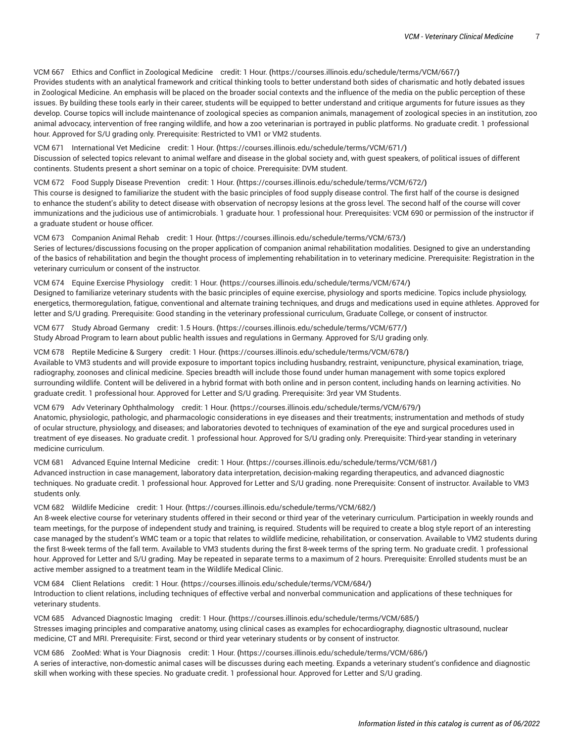VCM 667 Ethics and Conflict in Zoological Medicine credit: 1 Hour. (https://courses.illinois.edu/schedule/terms/VCM/667/)
Provides students with an analytical framework and critical thinking tools to better understand both sides of charismatic and hotly debated issues in Zoological Medicine. An emphasis will be placed on the broader social contexts and the influence of the media on the public perception of these issues. By building these tools early in their career, students will be equipped to better understand and critique arguments for future issues as they develop. Course topics will include maintenance of zoological species as companion animals, management of zoological species in an institution, zoo animal advocacy, intervention of free ranging wildlife, and how a zoo veterinarian is portrayed in public platforms. No graduate credit. 1 professional hour. Approved for S/U grading only. Prerequisite: Restricted to VM1 or VM2 students.

VCM 671 International Vet Medicine credit: 1 Hour. (https://courses.illinois.edu/schedule/terms/VCM/671/)
Discussion of selected topics relevant to animal welfare and disease in the global society and, with guest speakers, of political issues of different continents. Students present a short seminar on a topic of choice. Prerequisite: DVM student.

VCM 672 Food Supply Disease Prevention credit: 1 Hour. (https://courses.illinois.edu/schedule/terms/VCM/672/)
This course is designed to familiarize the student with the basic principles of food supply disease control. The first half of the course is designed to enhance the student's ability to detect disease with observation of necropsy lesions at the gross level. The second half of the course will cover immunizations and the judicious use of antimicrobials. 1 graduate hour. 1 professional hour. Prerequisites: VCM 690 or permission of the instructor if a graduate student or house officer.

VCM 673 Companion Animal Rehab credit: 1 Hour. (https://courses.illinois.edu/schedule/terms/VCM/673/)
Series of lectures/discussions focusing on the proper application of companion animal rehabilitation modalities. Designed to give an understanding of the basics of rehabilitation and begin the thought process of implementing rehabilitation in to veterinary medicine. Prerequisite: Registration in the veterinary curriculum or consent of the instructor.

VCM 674 Equine Exercise Physiology credit: 1 Hour. (https://courses.illinois.edu/schedule/terms/VCM/674/)
Designed to familiarize veterinary students with the basic principles of equine exercise, physiology and sports medicine. Topics include physiology, energetics, thermoregulation, fatigue, conventional and alternate training techniques, and drugs and medications used in equine athletes. Approved for letter and S/U grading. Prerequisite: Good standing in the veterinary professional curriculum, Graduate College, or consent of instructor.

VCM 677 Study Abroad Germany credit: 1.5 Hours. (https://courses.illinois.edu/schedule/terms/VCM/677/)
Study Abroad Program to learn about public health issues and regulations in Germany. Approved for S/U grading only.

VCM 678 Reptile Medicine & Surgery credit: 1 Hour. (https://courses.illinois.edu/schedule/terms/VCM/678/)
Available to VM3 students and will provide exposure to important topics including husbandry, restraint, venipuncture, physical examination, triage, radiography, zoonoses and clinical medicine. Species breadth will include those found under human management with some topics explored surrounding wildlife. Content will be delivered in a hybrid format with both online and in person content, including hands on learning activities. No graduate credit. 1 professional hour. Approved for Letter and S/U grading. Prerequisite: 3rd year VM Students.

VCM 679 Adv Veterinary Ophthalmology credit: 1 Hour. (https://courses.illinois.edu/schedule/terms/VCM/679/)
Anatomic, physiologic, pathologic, and pharmacologic considerations in eye diseases and their treatments; instrumentation and methods of study of ocular structure, physiology, and diseases; and laboratories devoted to techniques of examination of the eye and surgical procedures used in treatment of eye diseases. No graduate credit. 1 professional hour. Approved for S/U grading only. Prerequisite: Third-year standing in veterinary medicine curriculum.

VCM 681 Advanced Equine Internal Medicine credit: 1 Hour. (https://courses.illinois.edu/schedule/terms/VCM/681/)
Advanced instruction in case management, laboratory data interpretation, decision-making regarding therapeutics, and advanced diagnostic techniques. No graduate credit. 1 professional hour. Approved for Letter and S/U grading. none Prerequisite: Consent of instructor. Available to VM3 students only.

VCM 682 Wildlife Medicine credit: 1 Hour. (https://courses.illinois.edu/schedule/terms/VCM/682/)
An 8-week elective course for veterinary students offered in their second or third year of the veterinary curriculum. Participation in weekly rounds and team meetings, for the purpose of independent study and training, is required. Students will be required to create a blog style report of an interesting case managed by the student's WMC team or a topic that relates to wildlife medicine, rehabilitation, or conservation. Available to VM2 students during the first 8-week terms of the fall term. Available to VM3 students during the first 8-week terms of the spring term. No graduate credit. 1 professional hour. Approved for Letter and S/U grading. May be repeated in separate terms to a maximum of 2 hours. Prerequisite: Enrolled students must be an active member assigned to a treatment team in the Wildlife Medical Clinic.

VCM 684 Client Relations credit: 1 Hour. (https://courses.illinois.edu/schedule/terms/VCM/684/)
Introduction to client relations, including techniques of effective verbal and nonverbal communication and applications of these techniques for veterinary students.

VCM 685 Advanced Diagnostic Imaging credit: 1 Hour. (https://courses.illinois.edu/schedule/terms/VCM/685/)
Stresses imaging principles and comparative anatomy, using clinical cases as examples for echocardiography, diagnostic ultrasound, nuclear medicine, CT and MRI. Prerequisite: First, second or third year veterinary students or by consent of instructor.

VCM 686 ZooMed: What is Your Diagnosis credit: 1 Hour. (https://courses.illinois.edu/schedule/terms/VCM/686/)
A series of interactive, non-domestic animal cases will be discusses during each meeting. Expands a veterinary student's confidence and diagnostic skill when working with these species. No graduate credit. 1 professional hour. Approved for Letter and S/U grading.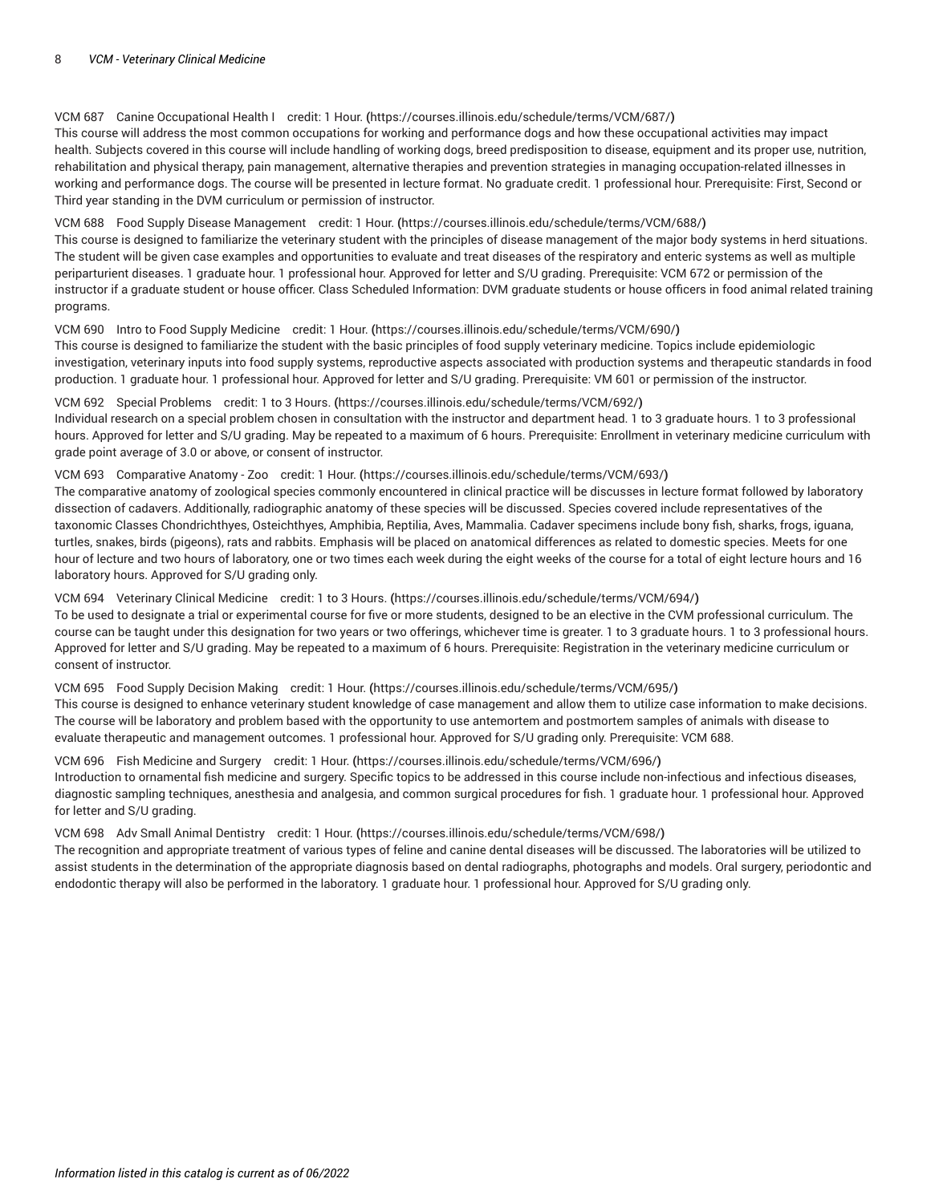VCM 687 Canine Occupational Health I credit: 1 Hour. (https://courses.illinois.edu/schedule/terms/VCM/687/)
This course will address the most common occupations for working and performance dogs and how these occupational activities may impact health. Subjects covered in this course will include handling of working dogs, breed predisposition to disease, equipment and its proper use, nutrition, rehabilitation and physical therapy, pain management, alternative therapies and prevention strategies in managing occupation-related illnesses in working and performance dogs. The course will be presented in lecture format. No graduate credit. 1 professional hour. Prerequisite: First, Second or Third year standing in the DVM curriculum or permission of instructor.

VCM 688 Food Supply Disease Management credit: 1 Hour. (https://courses.illinois.edu/schedule/terms/VCM/688/)
This course is designed to familiarize the veterinary student with the principles of disease management of the major body systems in herd situations. The student will be given case examples and opportunities to evaluate and treat diseases of the respiratory and enteric systems as well as multiple periparturient diseases. 1 graduate hour. 1 professional hour. Approved for letter and S/U grading. Prerequisite: VCM 672 or permission of the instructor if a graduate student or house officer. Class Scheduled Information: DVM graduate students or house officers in food animal related training programs.

VCM 690 Intro to Food Supply Medicine credit: 1 Hour. (https://courses.illinois.edu/schedule/terms/VCM/690/)
This course is designed to familiarize the student with the basic principles of food supply veterinary medicine. Topics include epidemiologic investigation, veterinary inputs into food supply systems, reproductive aspects associated with production systems and therapeutic standards in food production. 1 graduate hour. 1 professional hour. Approved for letter and S/U grading. Prerequisite: VM 601 or permission of the instructor.

VCM 692 Special Problems credit: 1 to 3 Hours. (https://courses.illinois.edu/schedule/terms/VCM/692/)
Individual research on a special problem chosen in consultation with the instructor and department head. 1 to 3 graduate hours. 1 to 3 professional hours. Approved for letter and S/U grading. May be repeated to a maximum of 6 hours. Prerequisite: Enrollment in veterinary medicine curriculum with grade point average of 3.0 or above, or consent of instructor.

VCM 693 Comparative Anatomy - Zoo credit: 1 Hour. (https://courses.illinois.edu/schedule/terms/VCM/693/)
The comparative anatomy of zoological species commonly encountered in clinical practice will be discusses in lecture format followed by laboratory dissection of cadavers. Additionally, radiographic anatomy of these species will be discussed. Species covered include representatives of the taxonomic Classes Chondrichthyes, Osteichthyes, Amphibia, Reptilia, Aves, Mammalia. Cadaver specimens include bony fish, sharks, frogs, iguana, turtles, snakes, birds (pigeons), rats and rabbits. Emphasis will be placed on anatomical differences as related to domestic species. Meets for one hour of lecture and two hours of laboratory, one or two times each week during the eight weeks of the course for a total of eight lecture hours and 16 laboratory hours. Approved for S/U grading only.

VCM 694 Veterinary Clinical Medicine credit: 1 to 3 Hours. (https://courses.illinois.edu/schedule/terms/VCM/694/)
To be used to designate a trial or experimental course for five or more students, designed to be an elective in the CVM professional curriculum. The course can be taught under this designation for two years or two offerings, whichever time is greater. 1 to 3 graduate hours. 1 to 3 professional hours. Approved for letter and S/U grading. May be repeated to a maximum of 6 hours. Prerequisite: Registration in the veterinary medicine curriculum or consent of instructor.

VCM 695 Food Supply Decision Making credit: 1 Hour. (https://courses.illinois.edu/schedule/terms/VCM/695/)
This course is designed to enhance veterinary student knowledge of case management and allow them to utilize case information to make decisions. The course will be laboratory and problem based with the opportunity to use antemortem and postmortem samples of animals with disease to evaluate therapeutic and management outcomes. 1 professional hour. Approved for S/U grading only. Prerequisite: VCM 688.

VCM 696 Fish Medicine and Surgery credit: 1 Hour. (https://courses.illinois.edu/schedule/terms/VCM/696/)
Introduction to ornamental fish medicine and surgery. Specific topics to be addressed in this course include non-infectious and infectious diseases, diagnostic sampling techniques, anesthesia and analgesia, and common surgical procedures for fish. 1 graduate hour. 1 professional hour. Approved for letter and S/U grading.

VCM 698 Adv Small Animal Dentistry credit: 1 Hour. (https://courses.illinois.edu/schedule/terms/VCM/698/)
The recognition and appropriate treatment of various types of feline and canine dental diseases will be discussed. The laboratories will be utilized to assist students in the determination of the appropriate diagnosis based on dental radiographs, photographs and models. Oral surgery, periodontic and endodontic therapy will also be performed in the laboratory. 1 graduate hour. 1 professional hour. Approved for S/U grading only.